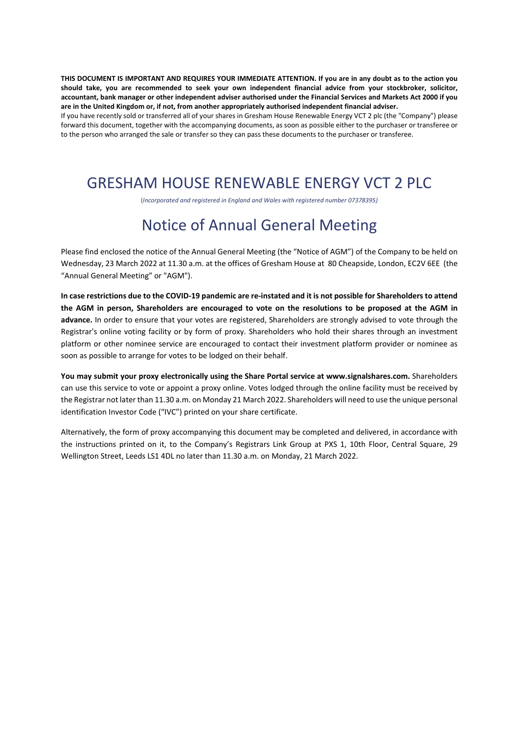**THIS DOCUMENT IS IMPORTANT AND REQUIRES YOUR IMMEDIATE ATTENTION. If you are in any doubt as to the action you should take, you are recommended to seek your own independent financial advice from your stockbroker, solicitor, accountant, bank manager or other independent adviser authorised under the Financial Services and Markets Act 2000 if you are in the United Kingdom or, if not, from another appropriately authorised independent financial adviser.**

If you have recently sold or transferred all of your shares in Gresham House Renewable Energy VCT 2 plc (the "Company") please forward this document, together with the accompanying documents, as soon as possible either to the purchaser or transferee or to the person who arranged the sale or transfer so they can pass these documents to the purchaser or transferee.

# GRESHAM HOUSE RENEWABLE ENERGY VCT 2 PLC

(*Incorporated and registered in England and Wales with registered number 07378395)*

# Notice of Annual General Meeting

Please find enclosed the notice of the Annual General Meeting (the "Notice of AGM") of the Company to be held on Wednesday, 23 March 2022 at 11.30 a.m. at the offices of Gresham House at 80 Cheapside, London, EC2V 6EE (the "Annual General Meeting" or "AGM").

**In case restrictions due to the COVID-19 pandemic are re-instated and it is not possible for Shareholders to attend the AGM in person, Shareholders are encouraged to vote on the resolutions to be proposed at the AGM in advance.** In order to ensure that your votes are registered, Shareholders are strongly advised to vote through the Registrar's online voting facility or by form of proxy. Shareholders who hold their shares through an investment platform or other nominee service are encouraged to contact their investment platform provider or nominee as soon as possible to arrange for votes to be lodged on their behalf.

**You may submit your proxy electronically using the Share Portal service at www.signalshares.com.** Shareholders can use this service to vote or appoint a proxy online. Votes lodged through the online facility must be received by the Registrar not later than 11.30 a.m. on Monday 21 March 2022. Shareholders will need to use the unique personal identification Investor Code ("IVC") printed on your share certificate.

Alternatively, the form of proxy accompanying this document may be completed and delivered, in accordance with the instructions printed on it, to the Company's Registrars Link Group at PXS 1, 10th Floor, Central Square, 29 Wellington Street, Leeds LS1 4DL no later than 11.30 a.m. on Monday, 21 March 2022.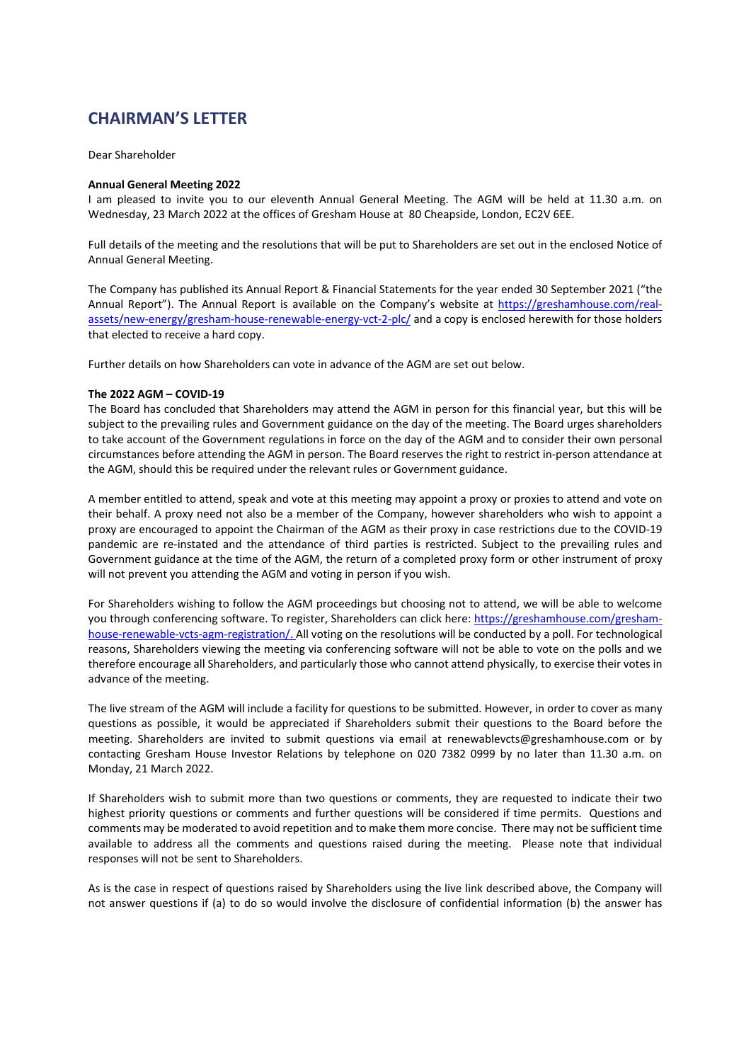# CHAIRMAN'S LETTER

Dear Shareholder

**Annual General Meeting 2022**

I am pleased to invite you to our eleventh Annual General Meeting. The AGM will be held at 11.30 a.m. on Wednesday, 23 March 2022 at the offices of Gresham House at 80 Cheapside, London, EC2V 6EE.

Full details of the meeting and the resolutions that will be put to Shareholders are set out in the enclosed Notice of Annual General Meeting.

The Company has published its Annual Report & Financial Statements for the year ended 30 September 2021 ("the Annual Report"). The Annual Report is available on the Company's website at https://greshamhouse.com/real-assets/new-energy/gresham-house-renewable-energy-vct-2-plc/ and a copy is enclosed herewith for those holders that elected to receive a hard copy.

Further details on how Shareholders can vote in advance of the AGM are set out below.

**The 2022 AGM – COVID-19**

The Board has concluded that Shareholders may attend the AGM in person for this financial year, but this will be subject to the prevailing rules and Government guidance on the day of the meeting. The Board urges shareholders to take account of the Government regulations in force on the day of the AGM and to consider their own personal circumstances before attending the AGM in person. The Board reserves the right to restrict in-person attendance at the AGM, should this be required under the relevant rules or Government guidance.

A member entitled to attend, speak and vote at this meeting may appoint a proxy or proxies to attend and vote on their behalf. A proxy need not also be a member of the Company, however shareholders who wish to appoint a proxy are encouraged to appoint the Chairman of the AGM as their proxy in case restrictions due to the COVID-19 pandemic are re-instated and the attendance of third parties is restricted. Subject to the prevailing rules and Government guidance at the time of the AGM, the return of a completed proxy form or other instrument of proxy will not prevent you attending the AGM and voting in person if you wish.

For Shareholders wishing to follow the AGM proceedings but choosing not to attend, we will be able to welcome you through conferencing software. To register, Shareholders can click here: https://greshamhouse.com/gresham-house-renewable-vcts-agm-registration/. All voting on the resolutions will be conducted by a poll. For technological reasons, Shareholders viewing the meeting via conferencing software will not be able to vote on the polls and we therefore encourage all Shareholders, and particularly those who cannot attend physically, to exercise their votes in advance of the meeting.

The live stream of the AGM will include a facility for questions to be submitted. However, in order to cover as many questions as possible, it would be appreciated if Shareholders submit their questions to the Board before the meeting. Shareholders are invited to submit questions via email at renewablevcts@greshamhouse.com or by contacting Gresham House Investor Relations by telephone on 020 7382 0999 by no later than 11.30 a.m. on Monday, 21 March 2022.

If Shareholders wish to submit more than two questions or comments, they are requested to indicate their two highest priority questions or comments and further questions will be considered if time permits. Questions and comments may be moderated to avoid repetition and to make them more concise. There may not be sufficient time available to address all the comments and questions raised during the meeting. Please note that individual responses will not be sent to Shareholders.

As is the case in respect of questions raised by Shareholders using the live link described above, the Company will not answer questions if (a) to do so would involve the disclosure of confidential information (b) the answer has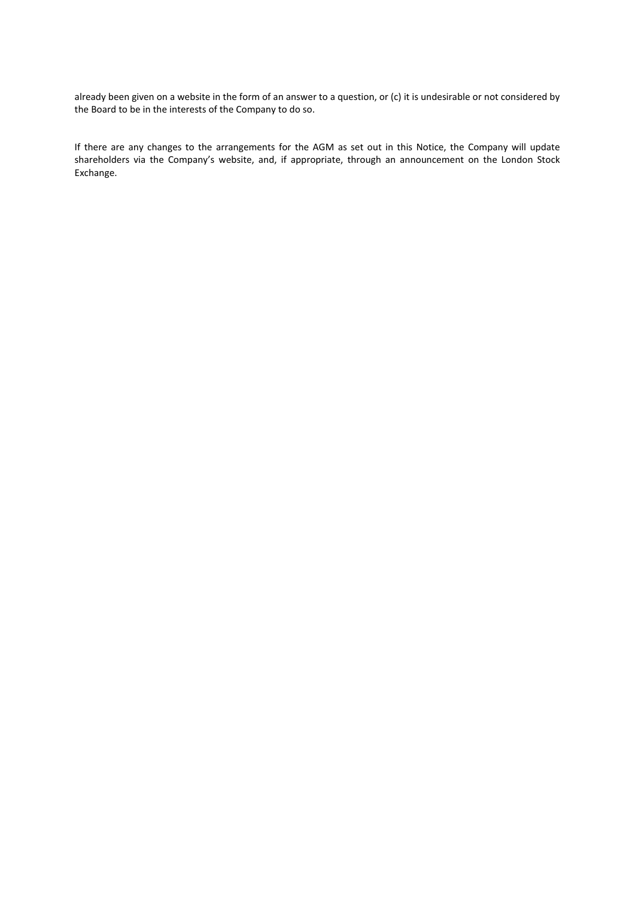already been given on a website in the form of an answer to a question, or (c) it is undesirable or not considered by the Board to be in the interests of the Company to do so.

If there are any changes to the arrangements for the AGM as set out in this Notice, the Company will update shareholders via the Company's website, and, if appropriate, through an announcement on the London Stock Exchange.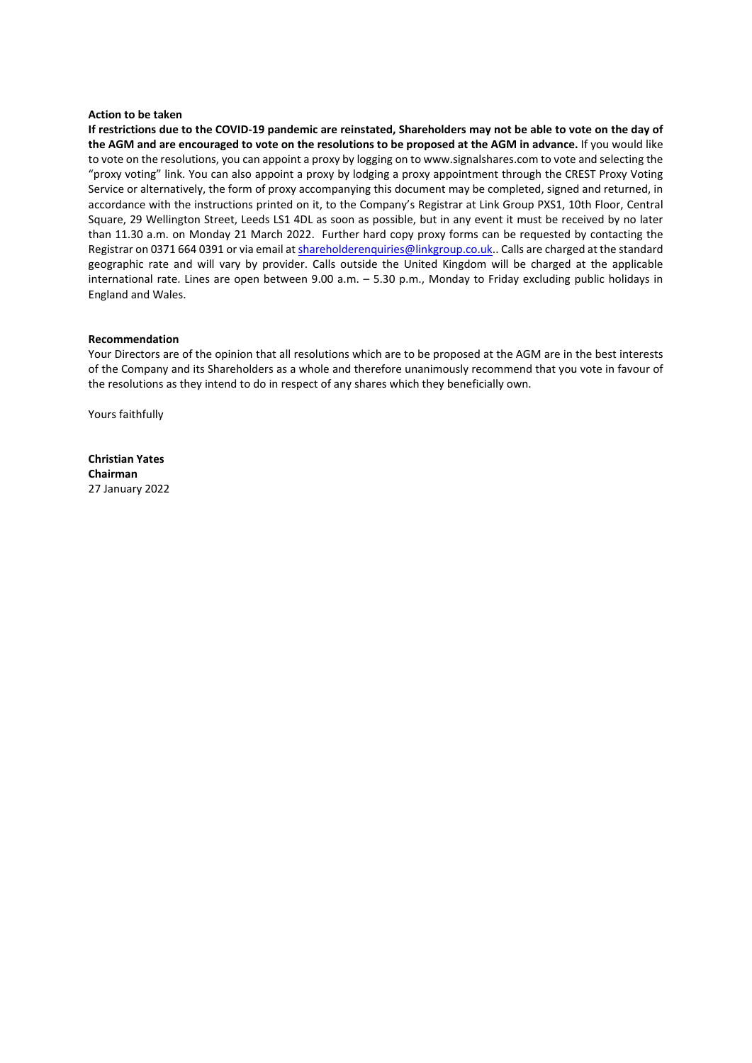**Action to be taken**

**If restrictions due to the COVID-19 pandemic are reinstated, Shareholders may not be able to vote on the day of the AGM and are encouraged to vote on the resolutions to be proposed at the AGM in advance.** If you would like to vote on the resolutions, you can appoint a proxy by logging on to www.signalshares.com to vote and selecting the "proxy voting" link. You can also appoint a proxy by lodging a proxy appointment through the CREST Proxy Voting Service or alternatively, the form of proxy accompanying this document may be completed, signed and returned, in accordance with the instructions printed on it, to the Company's Registrar at Link Group PXS1, 10th Floor, Central Square, 29 Wellington Street, Leeds LS1 4DL as soon as possible, but in any event it must be received by no later than 11.30 a.m. on Monday 21 March 2022. Further hard copy proxy forms can be requested by contacting the Registrar on 0371 664 0391 or via email at shareholderenquiries@linkgroup.co.uk.. Calls are charged at the standard geographic rate and will vary by provider. Calls outside the United Kingdom will be charged at the applicable international rate. Lines are open between 9.00 a.m. – 5.30 p.m., Monday to Friday excluding public holidays in England and Wales.

**Recommendation**

Your Directors are of the opinion that all resolutions which are to be proposed at the AGM are in the best interests of the Company and its Shareholders as a whole and therefore unanimously recommend that you vote in favour of the resolutions as they intend to do in respect of any shares which they beneficially own.

Yours faithfully

**Christian Yates**
**Chairman**
27 January 2022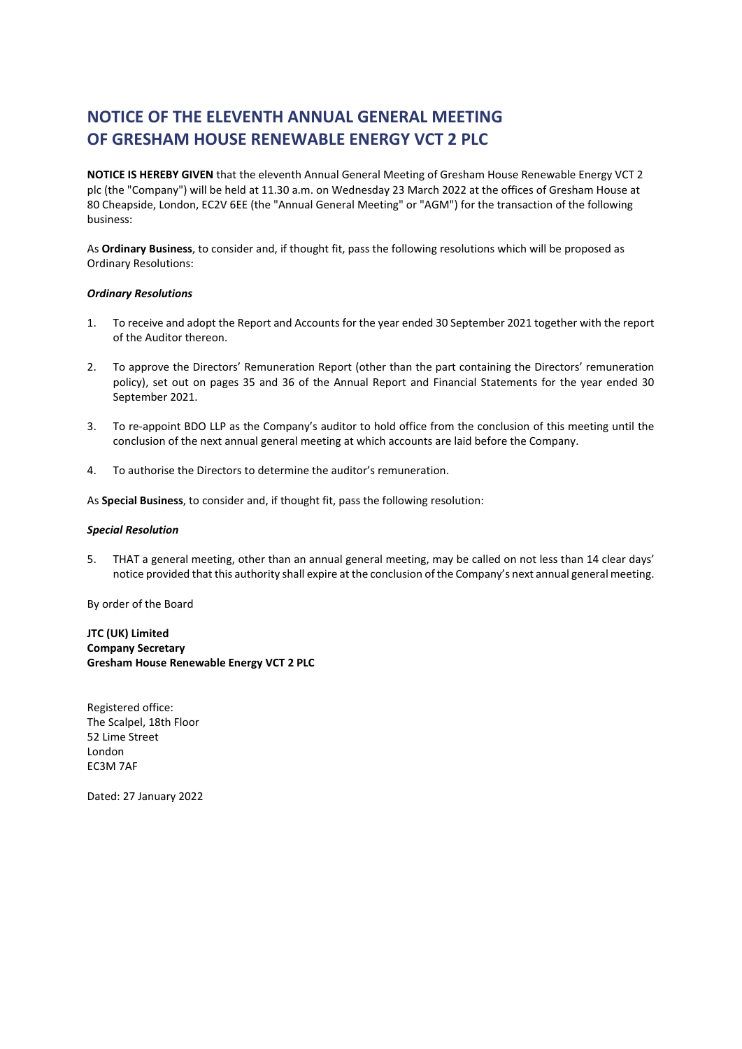# NOTICE OF THE ELEVENTH ANNUAL GENERAL MEETING OF GRESHAM HOUSE RENEWABLE ENERGY VCT 2 PLC

**NOTICE IS HEREBY GIVEN** that the eleventh Annual General Meeting of Gresham House Renewable Energy VCT 2 plc (the "Company") will be held at 11.30 a.m. on Wednesday 23 March 2022 at the offices of Gresham House at 80 Cheapside, London, EC2V 6EE (the "Annual General Meeting" or "AGM") for the transaction of the following business:

As **Ordinary Business**, to consider and, if thought fit, pass the following resolutions which will be proposed as Ordinary Resolutions:

***Ordinary Resolutions***

1. To receive and adopt the Report and Accounts for the year ended 30 September 2021 together with the report of the Auditor thereon.

2. To approve the Directors' Remuneration Report (other than the part containing the Directors' remuneration policy), set out on pages 35 and 36 of the Annual Report and Financial Statements for the year ended 30 September 2021.

3. To re-appoint BDO LLP as the Company's auditor to hold office from the conclusion of this meeting until the conclusion of the next annual general meeting at which accounts are laid before the Company.

4. To authorise the Directors to determine the auditor's remuneration.

As **Special Business**, to consider and, if thought fit, pass the following resolution:

***Special Resolution***

5. THAT a general meeting, other than an annual general meeting, may be called on not less than 14 clear days' notice provided that this authority shall expire at the conclusion of the Company's next annual general meeting.

By order of the Board

**JTC (UK) Limited**
**Company Secretary**
**Gresham House Renewable Energy VCT 2 PLC**

Registered office:
The Scalpel, 18th Floor
52 Lime Street
London
EC3M 7AF

Dated: 27 January 2022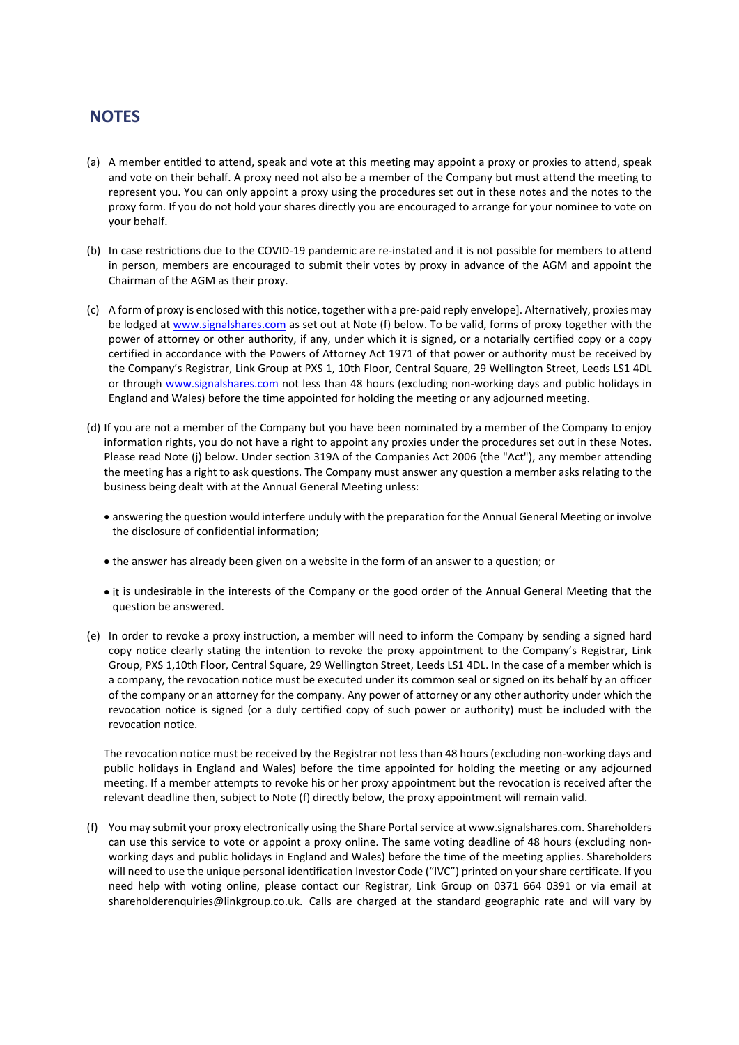## NOTES

(a) A member entitled to attend, speak and vote at this meeting may appoint a proxy or proxies to attend, speak and vote on their behalf. A proxy need not also be a member of the Company but must attend the meeting to represent you. You can only appoint a proxy using the procedures set out in these notes and the notes to the proxy form. If you do not hold your shares directly you are encouraged to arrange for your nominee to vote on your behalf.

(b) In case restrictions due to the COVID-19 pandemic are re-instated and it is not possible for members to attend in person, members are encouraged to submit their votes by proxy in advance of the AGM and appoint the Chairman of the AGM as their proxy.

(c) A form of proxy is enclosed with this notice, together with a pre-paid reply envelope]. Alternatively, proxies may be lodged at www.signalshares.com as set out at Note (f) below. To be valid, forms of proxy together with the power of attorney or other authority, if any, under which it is signed, or a notarially certified copy or a copy certified in accordance with the Powers of Attorney Act 1971 of that power or authority must be received by the Company's Registrar, Link Group at PXS 1, 10th Floor, Central Square, 29 Wellington Street, Leeds LS1 4DL or through www.signalshares.com not less than 48 hours (excluding non-working days and public holidays in England and Wales) before the time appointed for holding the meeting or any adjourned meeting.

(d) If you are not a member of the Company but you have been nominated by a member of the Company to enjoy information rights, you do not have a right to appoint any proxies under the procedures set out in these Notes. Please read Note (j) below. Under section 319A of the Companies Act 2006 (the "Act"), any member attending the meeting has a right to ask questions. The Company must answer any question a member asks relating to the business being dealt with at the Annual General Meeting unless:

- answering the question would interfere unduly with the preparation for the Annual General Meeting or involve the disclosure of confidential information;
- the answer has already been given on a website in the form of an answer to a question; or
- it is undesirable in the interests of the Company or the good order of the Annual General Meeting that the question be answered.

(e) In order to revoke a proxy instruction, a member will need to inform the Company by sending a signed hard copy notice clearly stating the intention to revoke the proxy appointment to the Company's Registrar, Link Group, PXS 1,10th Floor, Central Square, 29 Wellington Street, Leeds LS1 4DL. In the case of a member which is a company, the revocation notice must be executed under its common seal or signed on its behalf by an officer of the company or an attorney for the company. Any power of attorney or any other authority under which the revocation notice is signed (or a duly certified copy of such power or authority) must be included with the revocation notice.

The revocation notice must be received by the Registrar not less than 48 hours (excluding non-working days and public holidays in England and Wales) before the time appointed for holding the meeting or any adjourned meeting. If a member attempts to revoke his or her proxy appointment but the revocation is received after the relevant deadline then, subject to Note (f) directly below, the proxy appointment will remain valid.

(f) You may submit your proxy electronically using the Share Portal service at www.signalshares.com. Shareholders can use this service to vote or appoint a proxy online. The same voting deadline of 48 hours (excluding non-working days and public holidays in England and Wales) before the time of the meeting applies. Shareholders will need to use the unique personal identification Investor Code ("IVC") printed on your share certificate. If you need help with voting online, please contact our Registrar, Link Group on 0371 664 0391 or via email at shareholderenquiries@linkgroup.co.uk. Calls are charged at the standard geographic rate and will vary by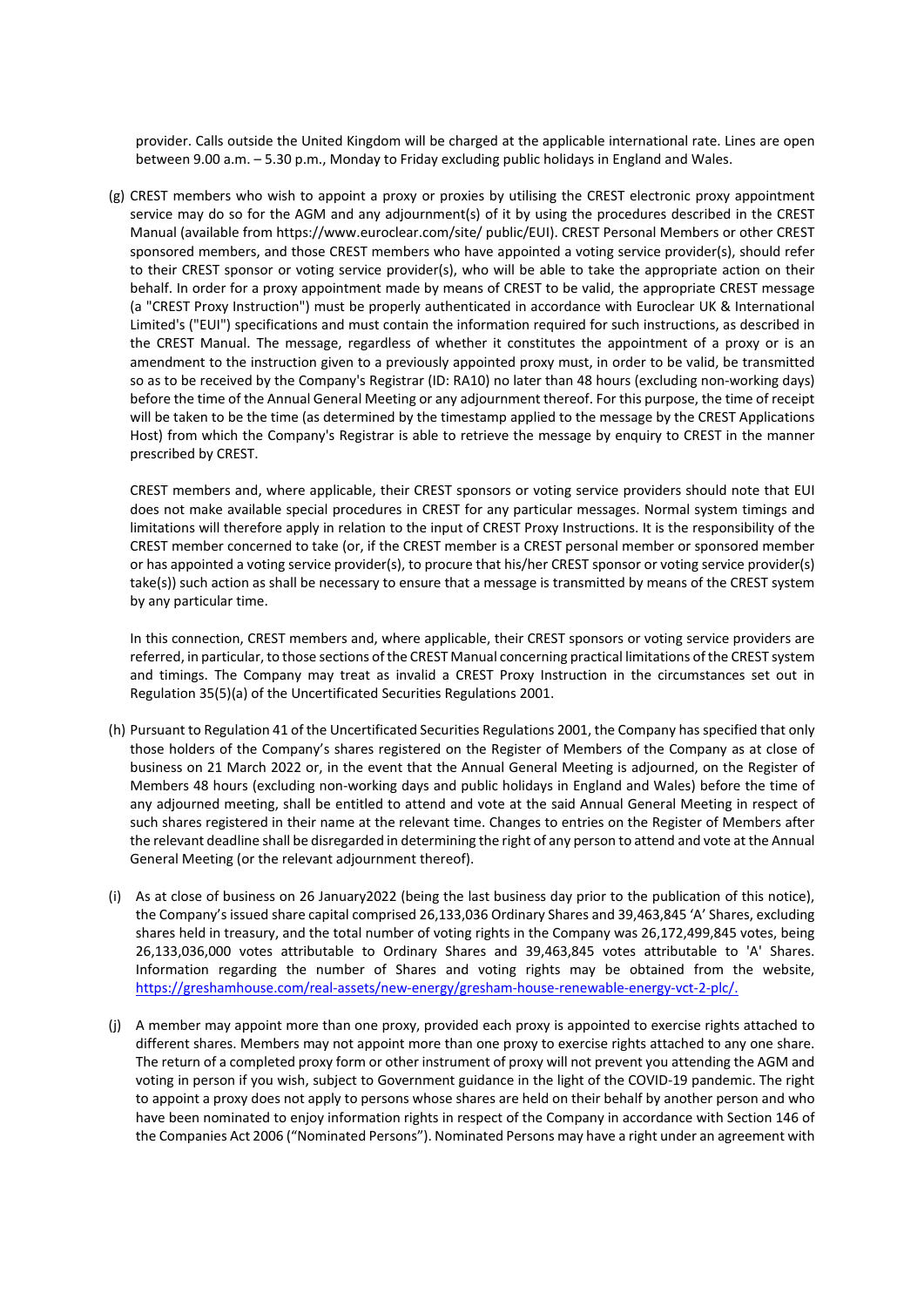provider. Calls outside the United Kingdom will be charged at the applicable international rate. Lines are open between 9.00 a.m. – 5.30 p.m., Monday to Friday excluding public holidays in England and Wales.

(g) CREST members who wish to appoint a proxy or proxies by utilising the CREST electronic proxy appointment service may do so for the AGM and any adjournment(s) of it by using the procedures described in the CREST Manual (available from https://www.euroclear.com/site/ public/EUI). CREST Personal Members or other CREST sponsored members, and those CREST members who have appointed a voting service provider(s), should refer to their CREST sponsor or voting service provider(s), who will be able to take the appropriate action on their behalf. In order for a proxy appointment made by means of CREST to be valid, the appropriate CREST message (a "CREST Proxy Instruction") must be properly authenticated in accordance with Euroclear UK & International Limited's ("EUI") specifications and must contain the information required for such instructions, as described in the CREST Manual. The message, regardless of whether it constitutes the appointment of a proxy or is an amendment to the instruction given to a previously appointed proxy must, in order to be valid, be transmitted so as to be received by the Company's Registrar (ID: RA10) no later than 48 hours (excluding non-working days) before the time of the Annual General Meeting or any adjournment thereof. For this purpose, the time of receipt will be taken to be the time (as determined by the timestamp applied to the message by the CREST Applications Host) from which the Company's Registrar is able to retrieve the message by enquiry to CREST in the manner prescribed by CREST.

CREST members and, where applicable, their CREST sponsors or voting service providers should note that EUI does not make available special procedures in CREST for any particular messages. Normal system timings and limitations will therefore apply in relation to the input of CREST Proxy Instructions. It is the responsibility of the CREST member concerned to take (or, if the CREST member is a CREST personal member or sponsored member or has appointed a voting service provider(s), to procure that his/her CREST sponsor or voting service provider(s) take(s)) such action as shall be necessary to ensure that a message is transmitted by means of the CREST system by any particular time.

In this connection, CREST members and, where applicable, their CREST sponsors or voting service providers are referred, in particular, to those sections of the CREST Manual concerning practical limitations of the CREST system and timings. The Company may treat as invalid a CREST Proxy Instruction in the circumstances set out in Regulation 35(5)(a) of the Uncertificated Securities Regulations 2001.

(h) Pursuant to Regulation 41 of the Uncertificated Securities Regulations 2001, the Company has specified that only those holders of the Company's shares registered on the Register of Members of the Company as at close of business on 21 March 2022 or, in the event that the Annual General Meeting is adjourned, on the Register of Members 48 hours (excluding non-working days and public holidays in England and Wales) before the time of any adjourned meeting, shall be entitled to attend and vote at the said Annual General Meeting in respect of such shares registered in their name at the relevant time. Changes to entries on the Register of Members after the relevant deadline shall be disregarded in determining the right of any person to attend and vote at the Annual General Meeting (or the relevant adjournment thereof).

(i) As at close of business on 26 January2022 (being the last business day prior to the publication of this notice), the Company's issued share capital comprised 26,133,036 Ordinary Shares and 39,463,845 'A' Shares, excluding shares held in treasury, and the total number of voting rights in the Company was 26,172,499,845 votes, being 26,133,036,000 votes attributable to Ordinary Shares and 39,463,845 votes attributable to 'A' Shares. Information regarding the number of Shares and voting rights may be obtained from the website, https://greshamhouse.com/real-assets/new-energy/gresham-house-renewable-energy-vct-2-plc/.

(j) A member may appoint more than one proxy, provided each proxy is appointed to exercise rights attached to different shares. Members may not appoint more than one proxy to exercise rights attached to any one share. The return of a completed proxy form or other instrument of proxy will not prevent you attending the AGM and voting in person if you wish, subject to Government guidance in the light of the COVID-19 pandemic. The right to appoint a proxy does not apply to persons whose shares are held on their behalf by another person and who have been nominated to enjoy information rights in respect of the Company in accordance with Section 146 of the Companies Act 2006 ("Nominated Persons"). Nominated Persons may have a right under an agreement with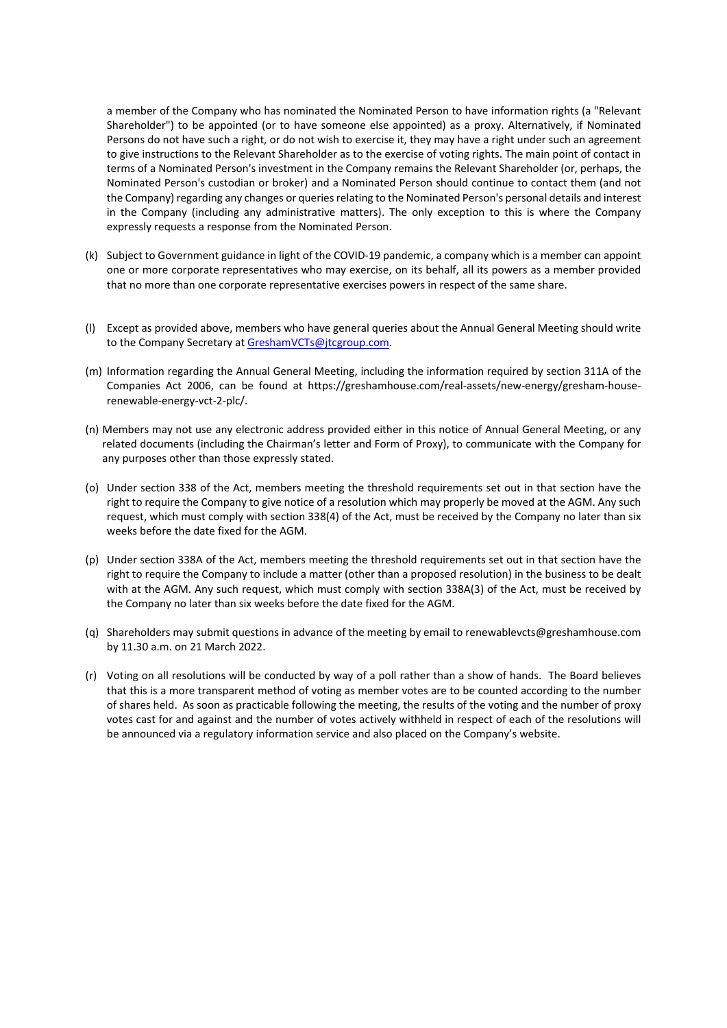a member of the Company who has nominated the Nominated Person to have information rights (a "Relevant Shareholder") to be appointed (or to have someone else appointed) as a proxy. Alternatively, if Nominated Persons do not have such a right, or do not wish to exercise it, they may have a right under such an agreement to give instructions to the Relevant Shareholder as to the exercise of voting rights. The main point of contact in terms of a Nominated Person's investment in the Company remains the Relevant Shareholder (or, perhaps, the Nominated Person's custodian or broker) and a Nominated Person should continue to contact them (and not the Company) regarding any changes or queries relating to the Nominated Person's personal details and interest in the Company (including any administrative matters). The only exception to this is where the Company expressly requests a response from the Nominated Person.

(k) Subject to Government guidance in light of the COVID-19 pandemic, a company which is a member can appoint one or more corporate representatives who may exercise, on its behalf, all its powers as a member provided that no more than one corporate representative exercises powers in respect of the same share.

(l) Except as provided above, members who have general queries about the Annual General Meeting should write to the Company Secretary at GreshamVCTs@jtcgroup.com.

(m) Information regarding the Annual General Meeting, including the information required by section 311A of the Companies Act 2006, can be found at https://greshamhouse.com/real-assets/new-energy/gresham-house-renewable-energy-vct-2-plc/.

(n) Members may not use any electronic address provided either in this notice of Annual General Meeting, or any related documents (including the Chairman's letter and Form of Proxy), to communicate with the Company for any purposes other than those expressly stated.

(o) Under section 338 of the Act, members meeting the threshold requirements set out in that section have the right to require the Company to give notice of a resolution which may properly be moved at the AGM. Any such request, which must comply with section 338(4) of the Act, must be received by the Company no later than six weeks before the date fixed for the AGM.

(p) Under section 338A of the Act, members meeting the threshold requirements set out in that section have the right to require the Company to include a matter (other than a proposed resolution) in the business to be dealt with at the AGM. Any such request, which must comply with section 338A(3) of the Act, must be received by the Company no later than six weeks before the date fixed for the AGM.

(q) Shareholders may submit questions in advance of the meeting by email to renewablevcts@greshamhouse.com by 11.30 a.m. on 21 March 2022.

(r) Voting on all resolutions will be conducted by way of a poll rather than a show of hands. The Board believes that this is a more transparent method of voting as member votes are to be counted according to the number of shares held. As soon as practicable following the meeting, the results of the voting and the number of proxy votes cast for and against and the number of votes actively withheld in respect of each of the resolutions will be announced via a regulatory information service and also placed on the Company's website.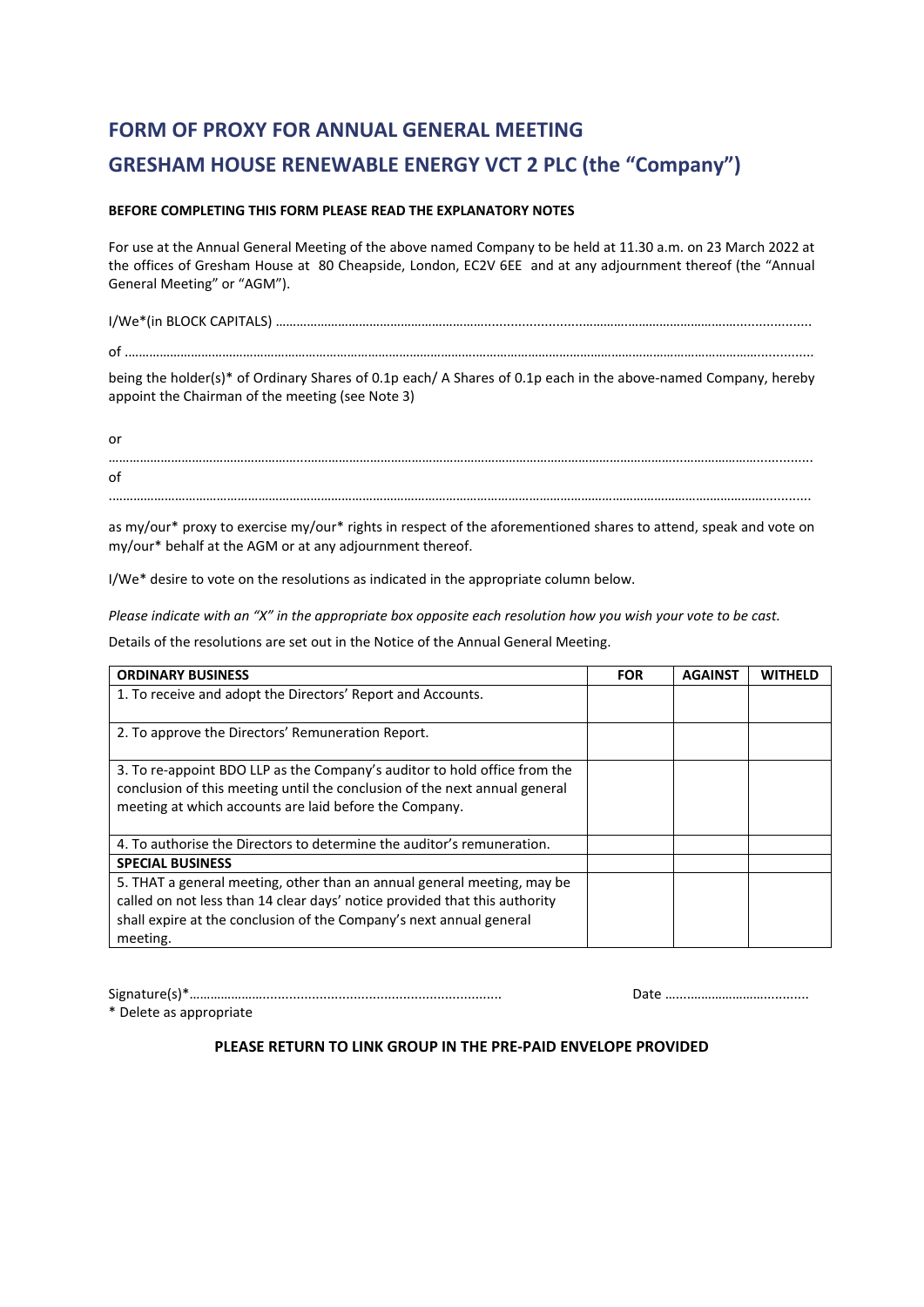# FORM OF PROXY FOR ANNUAL GENERAL MEETING

# GRESHAM HOUSE RENEWABLE ENERGY VCT 2 PLC (the "Company")

**BEFORE COMPLETING THIS FORM PLEASE READ THE EXPLANATORY NOTES**

For use at the Annual General Meeting of the above named Company to be held at 11.30 a.m. on 23 March 2022 at the offices of Gresham House at 80 Cheapside, London, EC2V 6EE and at any adjournment thereof (the "Annual General Meeting" or "AGM").

I/We*(in BLOCK CAPITALS) ……………………………………………………………………………………………………………………………

of ……………………………………………………………………………………………………………………………………………………

being the holder(s)* of Ordinary Shares of 0.1p each/ A Shares of 0.1p each in the above-named Company, hereby appoint the Chairman of the meeting (see Note 3)

or

……………………………………………………………………………………………………………………………………………………

of

……………………………………………………………………………………………………………………………………………………

as my/our* proxy to exercise my/our* rights in respect of the aforementioned shares to attend, speak and vote on my/our* behalf at the AGM or at any adjournment thereof.

I/We* desire to vote on the resolutions as indicated in the appropriate column below.

*Please indicate with an "X" in the appropriate box opposite each resolution how you wish your vote to be cast.*

Details of the resolutions are set out in the Notice of the Annual General Meeting.

| ORDINARY BUSINESS | FOR | AGAINST | WITHELD |
|---|---|---|---|
| 1. To receive and adopt the Directors' Report and Accounts. | | | |
| 2. To approve the Directors' Remuneration Report. | | | |
| 3. To re-appoint BDO LLP as the Company's auditor to hold office from the conclusion of this meeting until the conclusion of the next annual general meeting at which accounts are laid before the Company. | | | |
| 4. To authorise the Directors to determine the auditor's remuneration. | | | |
| **SPECIAL BUSINESS** | | | |
| 5. THAT a general meeting, other than an annual general meeting, may be called on not less than 14 clear days' notice provided that this authority shall expire at the conclusion of the Company's next annual general meeting. | | | |

Signature(s)*…………………………………………………………………… Date …………………………………

\* Delete as appropriate

**PLEASE RETURN TO LINK GROUP IN THE PRE-PAID ENVELOPE PROVIDED**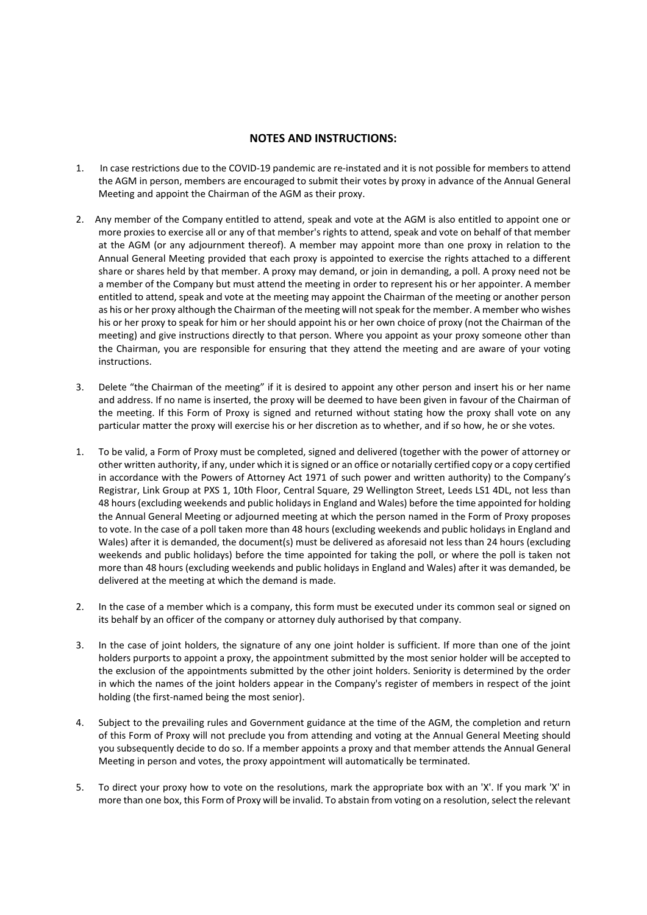## NOTES AND INSTRUCTIONS:

1. In case restrictions due to the COVID-19 pandemic are re-instated and it is not possible for members to attend the AGM in person, members are encouraged to submit their votes by proxy in advance of the Annual General Meeting and appoint the Chairman of the AGM as their proxy.

2. Any member of the Company entitled to attend, speak and vote at the AGM is also entitled to appoint one or more proxies to exercise all or any of that member's rights to attend, speak and vote on behalf of that member at the AGM (or any adjournment thereof). A member may appoint more than one proxy in relation to the Annual General Meeting provided that each proxy is appointed to exercise the rights attached to a different share or shares held by that member. A proxy may demand, or join in demanding, a poll. A proxy need not be a member of the Company but must attend the meeting in order to represent his or her appointer. A member entitled to attend, speak and vote at the meeting may appoint the Chairman of the meeting or another person as his or her proxy although the Chairman of the meeting will not speak for the member. A member who wishes his or her proxy to speak for him or her should appoint his or her own choice of proxy (not the Chairman of the meeting) and give instructions directly to that person. Where you appoint as your proxy someone other than the Chairman, you are responsible for ensuring that they attend the meeting and are aware of your voting instructions.

3. Delete "the Chairman of the meeting" if it is desired to appoint any other person and insert his or her name and address. If no name is inserted, the proxy will be deemed to have been given in favour of the Chairman of the meeting. If this Form of Proxy is signed and returned without stating how the proxy shall vote on any particular matter the proxy will exercise his or her discretion as to whether, and if so how, he or she votes.

1. To be valid, a Form of Proxy must be completed, signed and delivered (together with the power of attorney or other written authority, if any, under which it is signed or an office or notarially certified copy or a copy certified in accordance with the Powers of Attorney Act 1971 of such power and written authority) to the Company's Registrar, Link Group at PXS 1, 10th Floor, Central Square, 29 Wellington Street, Leeds LS1 4DL, not less than 48 hours (excluding weekends and public holidays in England and Wales) before the time appointed for holding the Annual General Meeting or adjourned meeting at which the person named in the Form of Proxy proposes to vote. In the case of a poll taken more than 48 hours (excluding weekends and public holidays in England and Wales) after it is demanded, the document(s) must be delivered as aforesaid not less than 24 hours (excluding weekends and public holidays) before the time appointed for taking the poll, or where the poll is taken not more than 48 hours (excluding weekends and public holidays in England and Wales) after it was demanded, be delivered at the meeting at which the demand is made.

2. In the case of a member which is a company, this form must be executed under its common seal or signed on its behalf by an officer of the company or attorney duly authorised by that company.

3. In the case of joint holders, the signature of any one joint holder is sufficient. If more than one of the joint holders purports to appoint a proxy, the appointment submitted by the most senior holder will be accepted to the exclusion of the appointments submitted by the other joint holders. Seniority is determined by the order in which the names of the joint holders appear in the Company's register of members in respect of the joint holding (the first-named being the most senior).

4. Subject to the prevailing rules and Government guidance at the time of the AGM, the completion and return of this Form of Proxy will not preclude you from attending and voting at the Annual General Meeting should you subsequently decide to do so. If a member appoints a proxy and that member attends the Annual General Meeting in person and votes, the proxy appointment will automatically be terminated.

5. To direct your proxy how to vote on the resolutions, mark the appropriate box with an 'X'. If you mark 'X' in more than one box, this Form of Proxy will be invalid. To abstain from voting on a resolution, select the relevant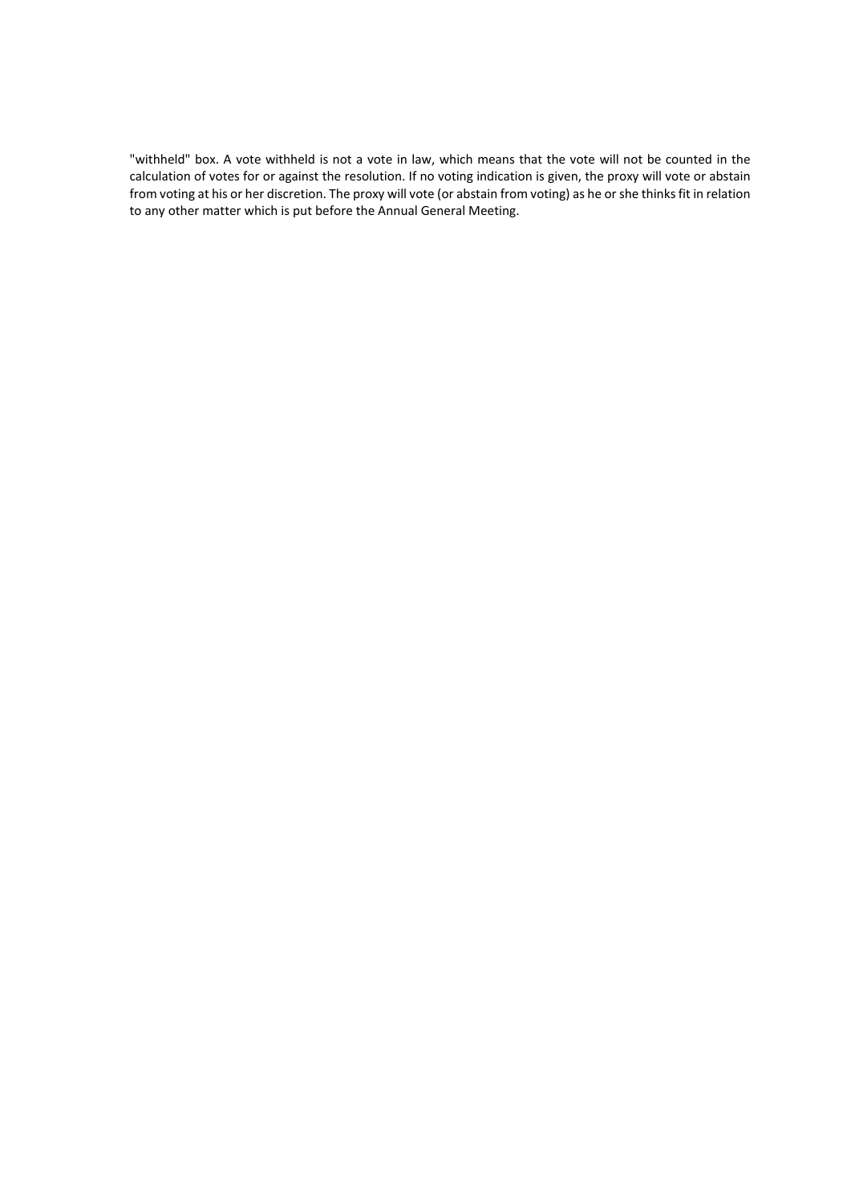"withheld" box. A vote withheld is not a vote in law, which means that the vote will not be counted in the calculation of votes for or against the resolution. If no voting indication is given, the proxy will vote or abstain from voting at his or her discretion. The proxy will vote (or abstain from voting) as he or she thinks fit in relation to any other matter which is put before the Annual General Meeting.